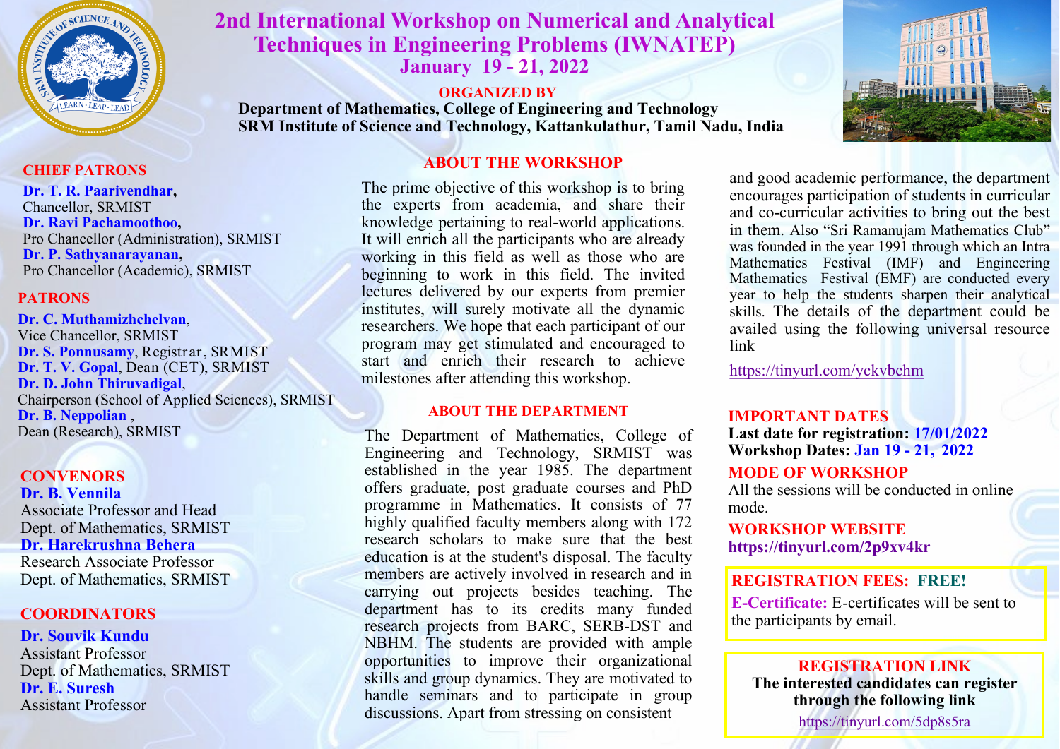# 2nd International Workshop on Numerical and Analytical Techniques in Engineering Problems (IWNATEP)

**January 19 - 21, 2022**

**ORGANIZED BY**

**Department of Mathematics, College of Engineering and Technology**
**SRM Institute of Science and Technology, Kattankulathur, Tamil Nadu, India**

## CHIEF PATRONS

**Dr. T. R. Paarivendhar,**
Chancellor, SRMIST
**Dr. Ravi Pachamoothoo,**
Pro Chancellor (Administration), SRMIST
**Dr. P. Sathyanarayanan,**
Pro Chancellor (Academic), SRMIST

## PATRONS

**Dr. C. Muthamizhchelvan**,
Vice Chancellor, SRMIST
**Dr. S. Ponnusamy**, Registrar, SRMIST
**Dr. T. V. Gopal**, Dean (CET), SRMIST
**Dr. D. John Thiruvadigal**,
Chairperson (School of Applied Sciences), SRMIST
**Dr. B. Neppolian** ,
Dean (Research), SRMIST

## CONVENORS

**Dr. B. Vennila**
Associate Professor and Head
Dept. of Mathematics, SRMIST
**Dr. Harekrushna Behera**
Research Associate Professor
Dept. of Mathematics, SRMIST

## COORDINATORS

**Dr. Souvik Kundu**
Assistant Professor
Dept. of Mathematics, SRMIST
**Dr. E. Suresh**
Assistant Professor

## ABOUT THE WORKSHOP

The prime objective of this workshop is to bring the experts from academia, and share their knowledge pertaining to real-world applications. It will enrich all the participants who are already working in this field as well as those who are beginning to work in this field. The invited lectures delivered by our experts from premier institutes, will surely motivate all the dynamic researchers. We hope that each participant of our program may get stimulated and encouraged to start and enrich their research to achieve milestones after attending this workshop.

## ABOUT THE DEPARTMENT

The Department of Mathematics, College of Engineering and Technology, SRMIST was established in the year 1985. The department offers graduate, post graduate courses and PhD programme in Mathematics. It consists of 77 highly qualified faculty members along with 172 research scholars to make sure that the best education is at the student's disposal. The faculty members are actively involved in research and in carrying out projects besides teaching. The department has to its credits many funded research projects from BARC, SERB-DST and NBHM. The students are provided with ample opportunities to improve their organizational skills and group dynamics. They are motivated to handle seminars and to participate in group discussions. Apart from stressing on consistent and good academic performance, the department encourages participation of students in curricular and co-curricular activities to bring out the best in them. Also "Sri Ramanujam Mathematics Club" was founded in the year 1991 through which an Intra Mathematics Festival (IMF) and Engineering Mathematics Festival (EMF) are conducted every year to help the students sharpen their analytical skills. The details of the department could be availed using the following universal resource link

https://tinyurl.com/yckvbchm

## IMPORTANT DATES

**Last date for registration: 17/01/2022**
**Workshop Dates: Jan 19 - 21, 2022**

## MODE OF WORKSHOP

All the sessions will be conducted in online mode.

## WORKSHOP WEBSITE

**https://tinyurl.com/2p9xv4kr**

**REGISTRATION FEES: FREE!**

**E-Certificate:** E-certificates will be sent to the participants by email.

## REGISTRATION LINK

**The interested candidates can register through the following link**

https://tinyurl.com/5dp8s5ra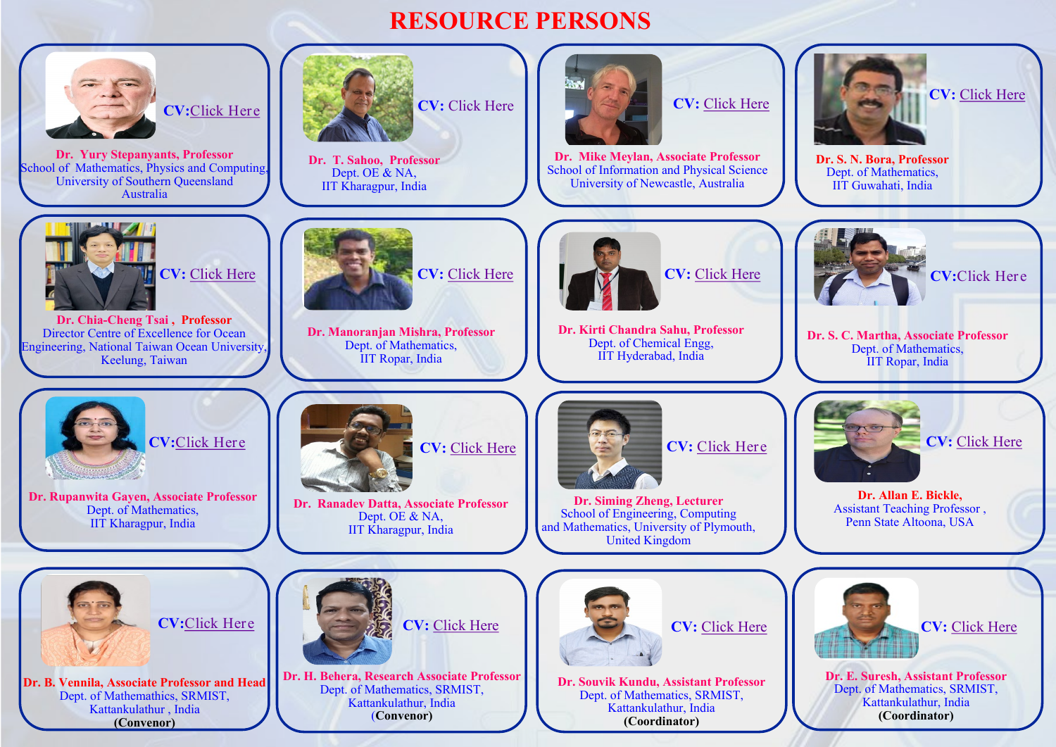# RESOURCE PERSONS

CV: Click Here

**Dr. Yury Stepanyants, Professor**
School of Mathematics, Physics and Computing,
University of Southern Queensland
Australia

CV: Click Here

**Dr. T. Sahoo, Professor**
Dept. OE & NA,
IIT Kharagpur, India

CV: Click Here

**Dr. Mike Meylan, Associate Professor**
School of Information and Physical Science
University of Newcastle, Australia

CV: Click Here

**Dr. S. N. Bora, Professor**
Dept. of Mathematics,
IIT Guwahati, India

CV: Click Here

**Dr. Chia-Cheng Tsai, Professor**
Director Centre of Excellence for Ocean Engineering, National Taiwan Ocean University,
Keelung, Taiwan

CV: Click Here

**Dr. Manoranjan Mishra, Professor**
Dept. of Mathematics,
IIT Ropar, India

CV: Click Here

**Dr. Kirti Chandra Sahu, Professor**
Dept. of Chemical Engg,
IIT Hyderabad, India

CV: Click Here

**Dr. S. C. Martha, Associate Professor**
Dept. of Mathematics,
IIT Ropar, India

CV: Click Here

**Dr. Rupanwita Gayen, Associate Professor**
Dept. of Mathematics,
IIT Kharagpur, India

CV: Click Here

**Dr. Ranadev Datta, Associate Professor**
Dept. OE & NA,
IIT Kharagpur, India

CV: Click Here

**Dr. Siming Zheng, Lecturer**
School of Engineering, Computing and Mathematics, University of Plymouth,
United Kingdom

CV: Click Here

**Dr. Allan E. Bickle,**
Assistant Teaching Professor ,
Penn State Altoona, USA

CV: Click Here

**Dr. B. Vennila, Associate Professor and Head**
Dept. of Mathematics, SRMIST,
Kattankulathur , India
**(Convenor)**

CV: Click Here

**Dr. H. Behera, Research Associate Professor**
Dept. of Mathematics, SRMIST,
Kattankulathur, India
**(Convenor)**

CV: Click Here

**Dr. Souvik Kundu, Assistant Professor**
Dept. of Mathematics, SRMIST,
Kattankulathur, India
**(Coordinator)**

CV: Click Here

**Dr. E. Suresh, Assistant Professor**
Dept. of Mathematics, SRMIST,
Kattankulathur, India
**(Coordinator)**